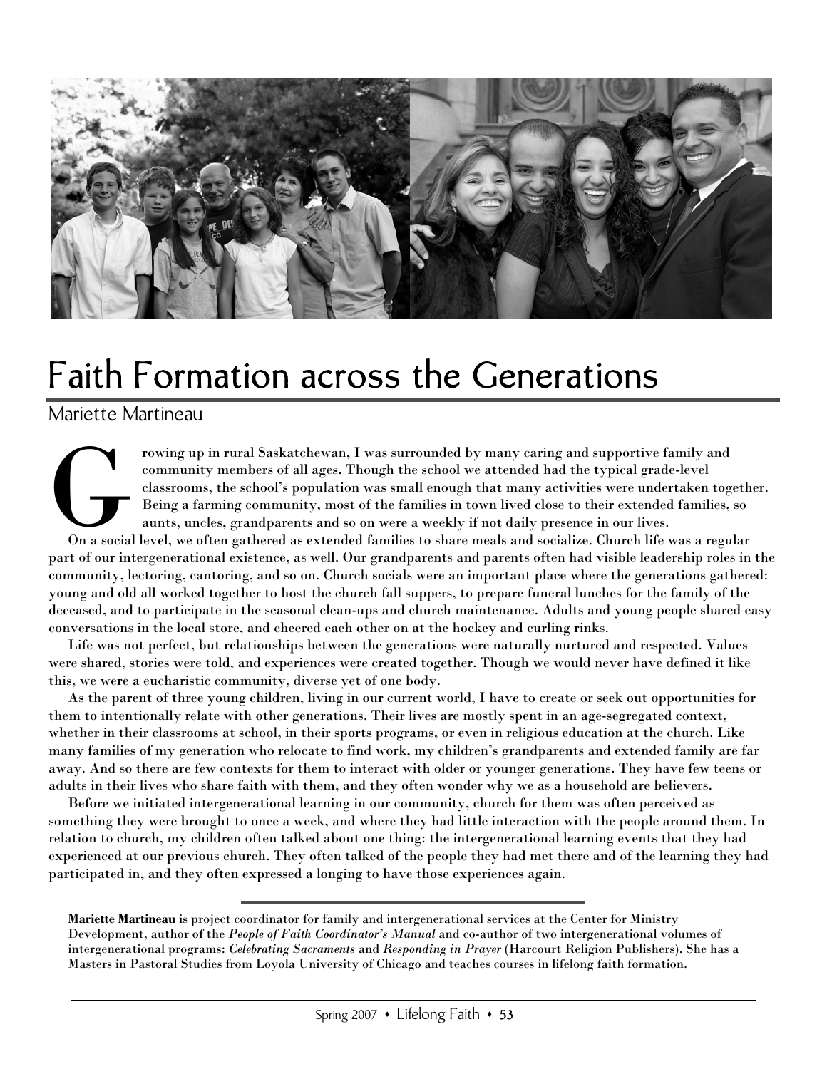# Faith Formation across the Generations

Mariette Martineau

Growing up in rural Saskatchewan, I was surrounded by many caring and supportive family and community members of all ages. Though the school we attended had the typical grade-level classrooms, the school's population was small enough that many activities were undertaken together. Being a farming community, most of the families in town lived close to their extended families, so aunts, uncles, grandparents and so on were a weekly if not daily presence in our lives.

On a social level, we often gathered as extended families to share meals and socialize. Church life was a regular part of our intergenerational existence, as well. Our grandparents and parents often had visible leadership roles in the community, lectoring, cantoring, and so on. Church socials were an important place where the generations gathered: young and old all worked together to host the church fall suppers, to prepare funeral lunches for the family of the deceased, and to participate in the seasonal clean-ups and church maintenance. Adults and young people shared easy conversations in the local store, and cheered each other on at the hockey and curling rinks.

Life was not perfect, but relationships between the generations were naturally nurtured and respected. Values were shared, stories were told, and experiences were created together. Though we would never have defined it like this, we were a eucharistic community, diverse yet of one body.

As the parent of three young children, living in our current world, I have to create or seek out opportunities for them to intentionally relate with other generations. Their lives are mostly spent in an age-segregated context, whether in their classrooms at school, in their sports programs, or even in religious education at the church. Like many families of my generation who relocate to find work, my children's grandparents and extended family are far away. And so there are few contexts for them to interact with older or younger generations. They have few teens or adults in their lives who share faith with them, and they often wonder why we as a household are believers.

Before we initiated intergenerational learning in our community, church for them was often perceived as something they were brought to once a week, and where they had little interaction with the people around them. In relation to church, my children often talked about one thing: the intergenerational learning events that they had experienced at our previous church. They often talked of the people they had met there and of the learning they had participated in, and they often expressed a longing to have those experiences again.

---

**Mariette Martineau** is project coordinator for family and intergenerational services at the Center for Ministry Development, author of the *People of Faith Coordinator's Manual* and co-author of two intergenerational volumes of intergenerational programs: *Celebrating Sacraments* and *Responding in Prayer* (Harcourt Religion Publishers). She has a Masters in Pastoral Studies from Loyola University of Chicago and teaches courses in lifelong faith formation.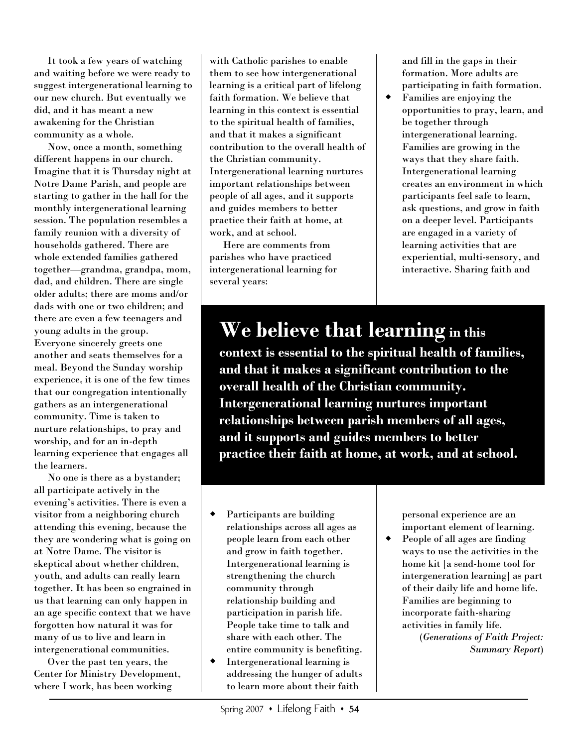It took a few years of watching and waiting before we were ready to suggest intergenerational learning to our new church. But eventually we did, and it has meant a new awakening for the Christian community as a whole.

Now, once a month, something different happens in our church. Imagine that it is Thursday night at Notre Dame Parish, and people are starting to gather in the hall for the monthly intergenerational learning session. The population resembles a family reunion with a diversity of households gathered. There are whole extended families gathered together—grandma, grandpa, mom, dad, and children. There are single older adults; there are moms and/or dads with one or two children; and there are even a few teenagers and young adults in the group. Everyone sincerely greets one another and seats themselves for a meal. Beyond the Sunday worship experience, it is one of the few times that our congregation intentionally gathers as an intergenerational community. Time is taken to nurture relationships, to pray and worship, and for an in-depth learning experience that engages all the learners.

No one is there as a bystander; all participate actively in the evening's activities. There is even a visitor from a neighboring church attending this evening, because the they are wondering what is going on at Notre Dame. The visitor is skeptical about whether children, youth, and adults can really learn together. It has been so engrained in us that learning can only happen in an age specific context that we have forgotten how natural it was for many of us to live and learn in intergenerational communities.

Over the past ten years, the Center for Ministry Development, where I work, has been working with Catholic parishes to enable them to see how intergenerational learning is a critical part of lifelong faith formation. We believe that learning in this context is essential to the spiritual health of families, and that it makes a significant contribution to the overall health of the Christian community. Intergenerational learning nurtures important relationships between people of all ages, and it supports and guides members to better practice their faith at home, at work, and at school.

Here are comments from parishes who have practiced intergenerational learning for several years:

> **We believe that learning in this context is essential to the spiritual health of families, and that it makes a significant contribution to the overall health of the Christian community. Intergenerational learning nurtures important relationships between parish members of all ages, and it supports and guides members to better practice their faith at home, at work, and at school.**

- Participants are building relationships across all ages as people learn from each other and grow in faith together. Intergenerational learning is strengthening the church community through relationship building and participation in parish life. People take time to talk and share with each other. The entire community is benefiting.
- Intergenerational learning is addressing the hunger of adults to learn more about their faith and fill in the gaps in their formation. More adults are participating in faith formation.
- Families are enjoying the opportunities to pray, learn, and be together through intergenerational learning. Families are growing in the ways that they share faith. Intergenerational learning creates an environment in which participants feel safe to learn, ask questions, and grow in faith on a deeper level. Participants are engaged in a variety of learning activities that are experiential, multi-sensory, and interactive. Sharing faith and personal experience are an important element of learning.
- People of all ages are finding ways to use the activities in the home kit [a send-home tool for intergeneration learning] as part of their daily life and home life. Families are beginning to incorporate faith-sharing activities in family life.

(*Generations of Faith Project: Summary Report*)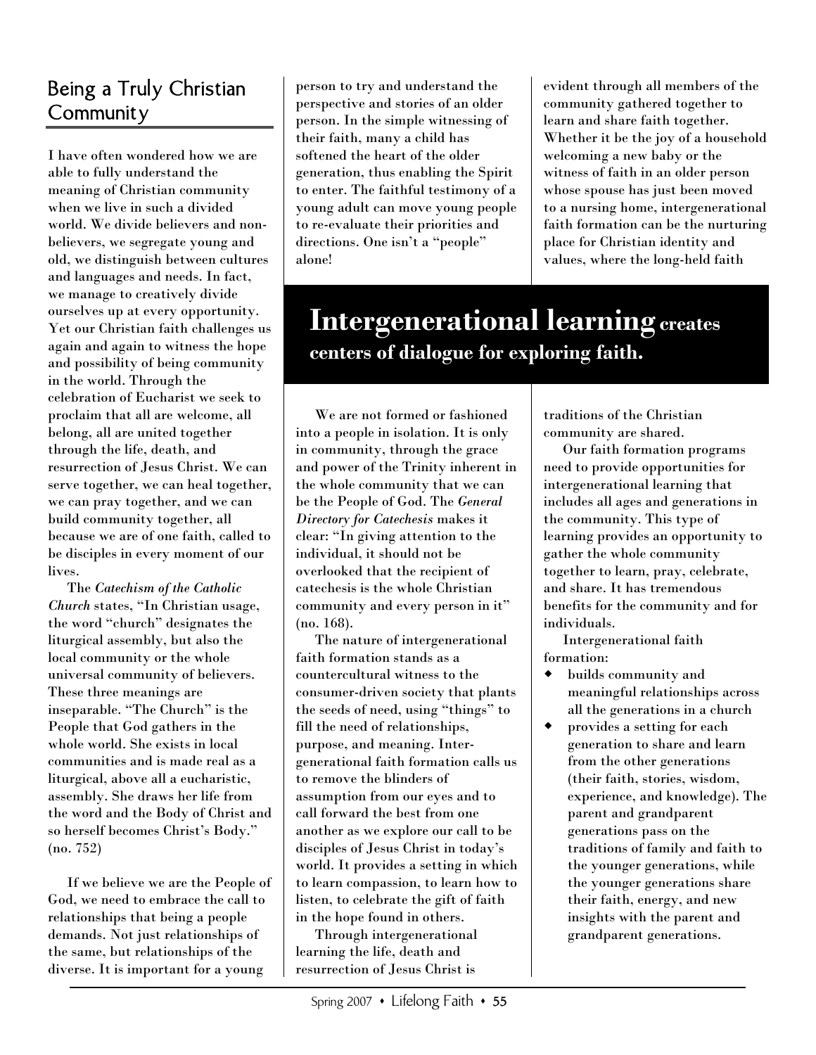## Being a Truly Christian Community

I have often wondered how we are able to fully understand the meaning of Christian community when we live in such a divided world. We divide believers and non-believers, we segregate young and old, we distinguish between cultures and languages and needs. In fact, we manage to creatively divide ourselves up at every opportunity. Yet our Christian faith challenges us again and again to witness the hope and possibility of being community in the world. Through the celebration of Eucharist we seek to proclaim that all are welcome, all belong, all are united together through the life, death, and resurrection of Jesus Christ. We can serve together, we can heal together, we can pray together, and we can build community together, all because we are of one faith, called to be disciples in every moment of our lives.

The *Catechism of the Catholic Church* states, "In Christian usage, the word "church" designates the liturgical assembly, but also the local community or the whole universal community of believers. These three meanings are inseparable. "The Church" is the People that God gathers in the whole world. She exists in local communities and is made real as a liturgical, above all a eucharistic, assembly. She draws her life from the word and the Body of Christ and so herself becomes Christ's Body." (no. 752)

If we believe we are the People of God, we need to embrace the call to relationships that being a people demands. Not just relationships of the same, but relationships of the diverse. It is important for a young person to try and understand the perspective and stories of an older person. In the simple witnessing of their faith, many a child has softened the heart of the older generation, thus enabling the Spirit to enter. The faithful testimony of a young adult can move young people to re-evaluate their priorities and directions. One isn't a "people" alone!

**Intergenerational learning creates centers of dialogue for exploring faith.**

We are not formed or fashioned into a people in isolation. It is only in community, through the grace and power of the Trinity inherent in the whole community that we can be the People of God. The *General Directory for Catechesis* makes it clear: "In giving attention to the individual, it should not be overlooked that the recipient of catechesis is the whole Christian community and every person in it" (no. 168).

The nature of intergenerational faith formation stands as a countercultural witness to the consumer-driven society that plants the seeds of need, using "things" to fill the need of relationships, purpose, and meaning. Intergenerational faith formation calls us to remove the blinders of assumption from our eyes and to call forward the best from one another as we explore our call to be disciples of Jesus Christ in today's world. It provides a setting in which to learn compassion, to learn how to listen, to celebrate the gift of faith in the hope found in others.

Through intergenerational learning the life, death and resurrection of Jesus Christ is evident through all members of the community gathered together to learn and share faith together. Whether it be the joy of a household welcoming a new baby or the witness of faith in an older person whose spouse has just been moved to a nursing home, intergenerational faith formation can be the nurturing place for Christian identity and values, where the long-held faith traditions of the Christian community are shared.

Our faith formation programs need to provide opportunities for intergenerational learning that includes all ages and generations in the community. This type of learning provides an opportunity to gather the whole community together to learn, pray, celebrate, and share. It has tremendous benefits for the community and for individuals.

Intergenerational faith formation:

- builds community and meaningful relationships across all the generations in a church
- provides a setting for each generation to share and learn from the other generations (their faith, stories, wisdom, experience, and knowledge). The parent and grandparent generations pass on the traditions of family and faith to the younger generations, while the younger generations share their faith, energy, and new insights with the parent and grandparent generations.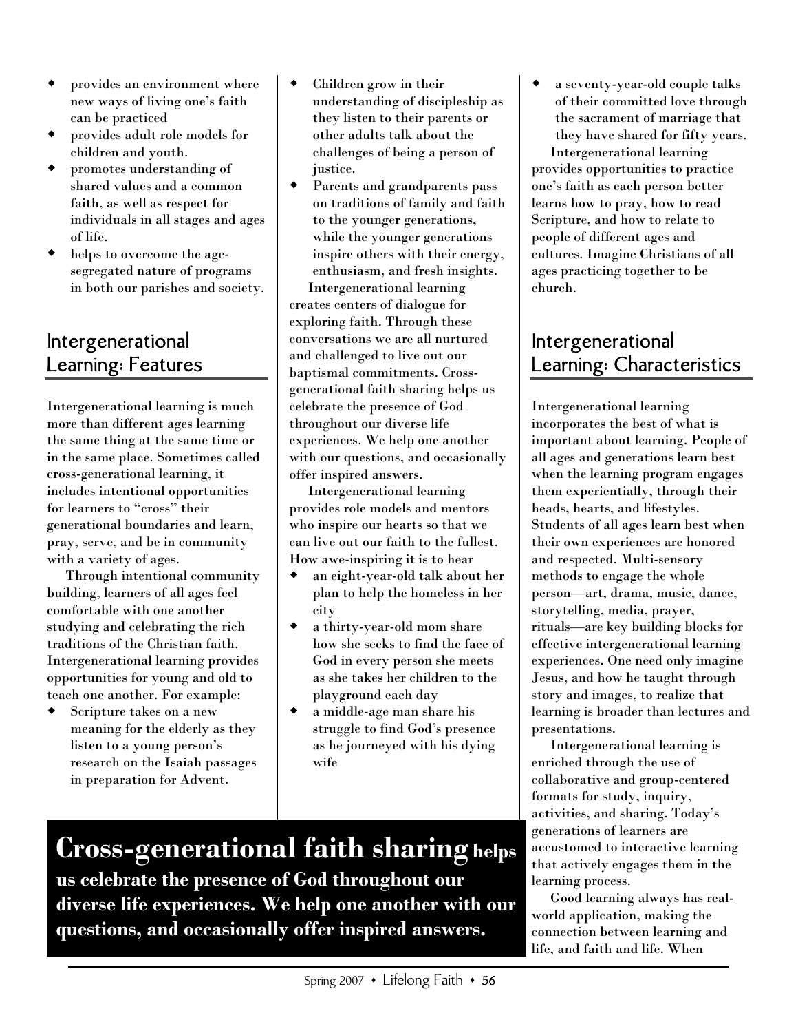- provides an environment where new ways of living one's faith can be practiced
- provides adult role models for children and youth.
- promotes understanding of shared values and a common faith, as well as respect for individuals in all stages and ages of life.
- helps to overcome the age-segregated nature of programs in both our parishes and society.

## Intergenerational Learning: Features

Intergenerational learning is much more than different ages learning the same thing at the same time or in the same place. Sometimes called cross-generational learning, it includes intentional opportunities for learners to "cross" their generational boundaries and learn, pray, serve, and be in community with a variety of ages.

Through intentional community building, learners of all ages feel comfortable with one another studying and celebrating the rich traditions of the Christian faith. Intergenerational learning provides opportunities for young and old to teach one another. For example:

- Scripture takes on a new meaning for the elderly as they listen to a young person's research on the Isaiah passages in preparation for Advent.
- Children grow in their understanding of discipleship as they listen to their parents or other adults talk about the challenges of being a person of justice.
- Parents and grandparents pass on traditions of family and faith to the younger generations, while the younger generations inspire others with their energy, enthusiasm, and fresh insights.

Intergenerational learning creates centers of dialogue for exploring faith. Through these conversations we are all nurtured and challenged to live out our baptismal commitments. Cross-generational faith sharing helps us celebrate the presence of God throughout our diverse life experiences. We help one another with our questions, and occasionally offer inspired answers.

Intergenerational learning provides role models and mentors who inspire our hearts so that we can live out our faith to the fullest. How awe-inspiring it is to hear

- an eight-year-old talk about her plan to help the homeless in her city
- a thirty-year-old mom share how she seeks to find the face of God in every person she meets as she takes her children to the playground each day
- a middle-age man share his struggle to find God's presence as he journeyed with his dying wife
- a seventy-year-old couple talks of their committed love through the sacrament of marriage that they have shared for fifty years.

Intergenerational learning provides opportunities to practice one's faith as each person better learns how to pray, how to read Scripture, and how to relate to people of different ages and cultures. Imagine Christians of all ages practicing together to be church.

**Cross-generational faith sharing helps us celebrate the presence of God throughout our diverse life experiences. We help one another with our questions, and occasionally offer inspired answers.**

## Intergenerational Learning: Characteristics

Intergenerational learning incorporates the best of what is important about learning. People of all ages and generations learn best when the learning program engages them experientially, through their heads, hearts, and lifestyles. Students of all ages learn best when their own experiences are honored and respected. Multi-sensory methods to engage the whole person—art, drama, music, dance, storytelling, media, prayer, rituals—are key building blocks for effective intergenerational learning experiences. One need only imagine Jesus, and how he taught through story and images, to realize that learning is broader than lectures and presentations.

Intergenerational learning is enriched through the use of collaborative and group-centered formats for study, inquiry, activities, and sharing. Today's generations of learners are accustomed to interactive learning that actively engages them in the learning process.

Good learning always has real-world application, making the connection between learning and life, and faith and life. When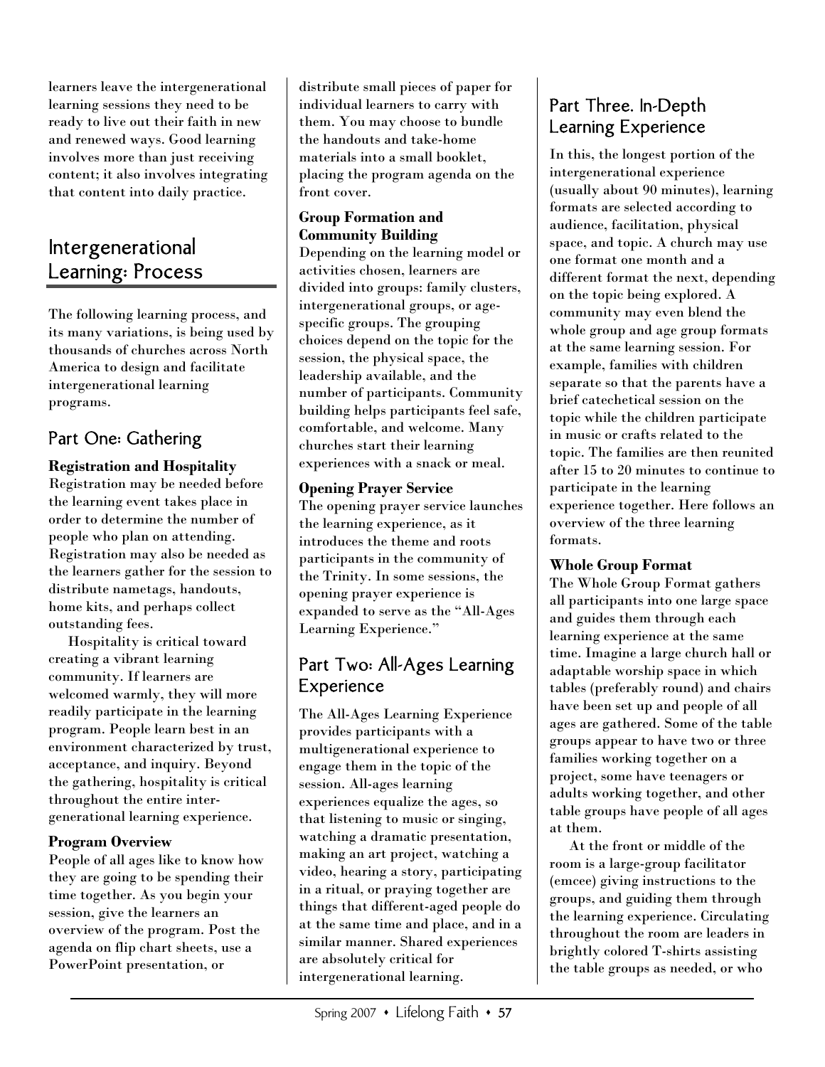learners leave the intergenerational learning sessions they need to be ready to live out their faith in new and renewed ways. Good learning involves more than just receiving content; it also involves integrating that content into daily practice.

## Intergenerational Learning: Process

The following learning process, and its many variations, is being used by thousands of churches across North America to design and facilitate intergenerational learning programs.

### Part One: Gathering

**Registration and Hospitality**

Registration may be needed before the learning event takes place in order to determine the number of people who plan on attending. Registration may also be needed as the learners gather for the session to distribute nametags, handouts, home kits, and perhaps collect outstanding fees.

Hospitality is critical toward creating a vibrant learning community. If learners are welcomed warmly, they will more readily participate in the learning program. People learn best in an environment characterized by trust, acceptance, and inquiry. Beyond the gathering, hospitality is critical throughout the entire intergenerational learning experience.

**Program Overview**

People of all ages like to know how they are going to be spending their time together. As you begin your session, give the learners an overview of the program. Post the agenda on flip chart sheets, use a PowerPoint presentation, or distribute small pieces of paper for individual learners to carry with them. You may choose to bundle the handouts and take-home materials into a small booklet, placing the program agenda on the front cover.

**Group Formation and Community Building**

Depending on the learning model or activities chosen, learners are divided into groups: family clusters, intergenerational groups, or age-specific groups. The grouping choices depend on the topic for the session, the physical space, the leadership available, and the number of participants. Community building helps participants feel safe, comfortable, and welcome. Many churches start their learning experiences with a snack or meal.

**Opening Prayer Service**

The opening prayer service launches the learning experience, as it introduces the theme and roots participants in the community of the Trinity. In some sessions, the opening prayer experience is expanded to serve as the "All-Ages Learning Experience."

### Part Two: All-Ages Learning Experience

The All-Ages Learning Experience provides participants with a multigenerational experience to engage them in the topic of the session. All-ages learning experiences equalize the ages, so that listening to music or singing, watching a dramatic presentation, making an art project, watching a video, hearing a story, participating in a ritual, or praying together are things that different-aged people do at the same time and place, and in a similar manner. Shared experiences are absolutely critical for intergenerational learning.

### Part Three. In-Depth Learning Experience

In this, the longest portion of the intergenerational experience (usually about 90 minutes), learning formats are selected according to audience, facilitation, physical space, and topic. A church may use one format one month and a different format the next, depending on the topic being explored. A community may even blend the whole group and age group formats at the same learning session. For example, families with children separate so that the parents have a brief catechetical session on the topic while the children participate in music or crafts related to the topic. The families are then reunited after 15 to 20 minutes to continue to participate in the learning experience together. Here follows an overview of the three learning formats.

**Whole Group Format**

The Whole Group Format gathers all participants into one large space and guides them through each learning experience at the same time. Imagine a large church hall or adaptable worship space in which tables (preferably round) and chairs have been set up and people of all ages are gathered. Some of the table groups appear to have two or three families working together on a project, some have teenagers or adults working together, and other table groups have people of all ages at them.

At the front or middle of the room is a large-group facilitator (emcee) giving instructions to the groups, and guiding them through the learning experience. Circulating throughout the room are leaders in brightly colored T-shirts assisting the table groups as needed, or who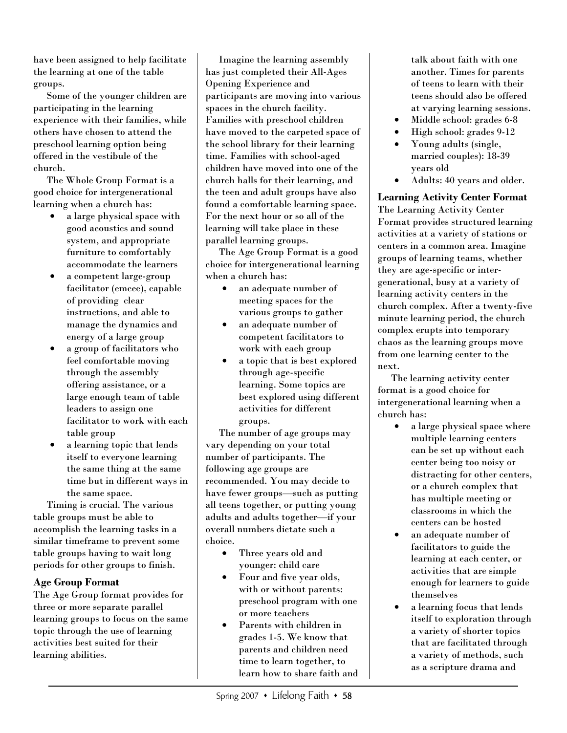have been assigned to help facilitate the learning at one of the table groups.

Some of the younger children are participating in the learning experience with their families, while others have chosen to attend the preschool learning option being offered in the vestibule of the church.

The Whole Group Format is a good choice for intergenerational learning when a church has:

- a large physical space with good acoustics and sound system, and appropriate furniture to comfortably accommodate the learners
- a competent large-group facilitator (emcee), capable of providing clear instructions, and able to manage the dynamics and energy of a large group
- a group of facilitators who feel comfortable moving through the assembly offering assistance, or a large enough team of table leaders to assign one facilitator to work with each table group
- a learning topic that lends itself to everyone learning the same thing at the same time but in different ways in the same space.

Timing is crucial. The various table groups must be able to accomplish the learning tasks in a similar timeframe to prevent some table groups having to wait long periods for other groups to finish.

## Age Group Format

The Age Group format provides for three or more separate parallel learning groups to focus on the same topic through the use of learning activities best suited for their learning abilities.

Imagine the learning assembly has just completed their All-Ages Opening Experience and participants are moving into various spaces in the church facility. Families with preschool children have moved to the carpeted space of the school library for their learning time. Families with school-aged children have moved into one of the church halls for their learning, and the teen and adult groups have also found a comfortable learning space. For the next hour or so all of the learning will take place in these parallel learning groups.

The Age Group Format is a good choice for intergenerational learning when a church has:

- an adequate number of meeting spaces for the various groups to gather
- an adequate number of competent facilitators to work with each group
- a topic that is best explored through age-specific learning. Some topics are best explored using different activities for different groups.

The number of age groups may vary depending on your total number of participants. The following age groups are recommended. You may decide to have fewer groups—such as putting all teens together, or putting young adults and adults together—if your overall numbers dictate such a choice.

- Three years old and younger: child care
- Four and five year olds, with or without parents: preschool program with one or more teachers
- Parents with children in grades 1-5. We know that parents and children need time to learn together, to learn how to share faith and talk about faith with one another. Times for parents of teens to learn with their teens should also be offered at varying learning sessions.
- Middle school: grades 6-8
- High school: grades 9-12
- Young adults (single, married couples): 18-39 years old
- Adults: 40 years and older.

## Learning Activity Center Format

The Learning Activity Center Format provides structured learning activities at a variety of stations or centers in a common area. Imagine groups of learning teams, whether they are age-specific or inter-generational, busy at a variety of learning activity centers in the church complex. After a twenty-five minute learning period, the church complex erupts into temporary chaos as the learning groups move from one learning center to the next.

The learning activity center format is a good choice for intergenerational learning when a church has:

- a large physical space where multiple learning centers can be set up without each center being too noisy or distracting for other centers, or a church complex that has multiple meeting or classrooms in which the centers can be hosted
- an adequate number of facilitators to guide the learning at each center, or activities that are simple enough for learners to guide themselves
- a learning focus that lends itself to exploration through a variety of shorter topics that are facilitated through a variety of methods, such as a scripture drama and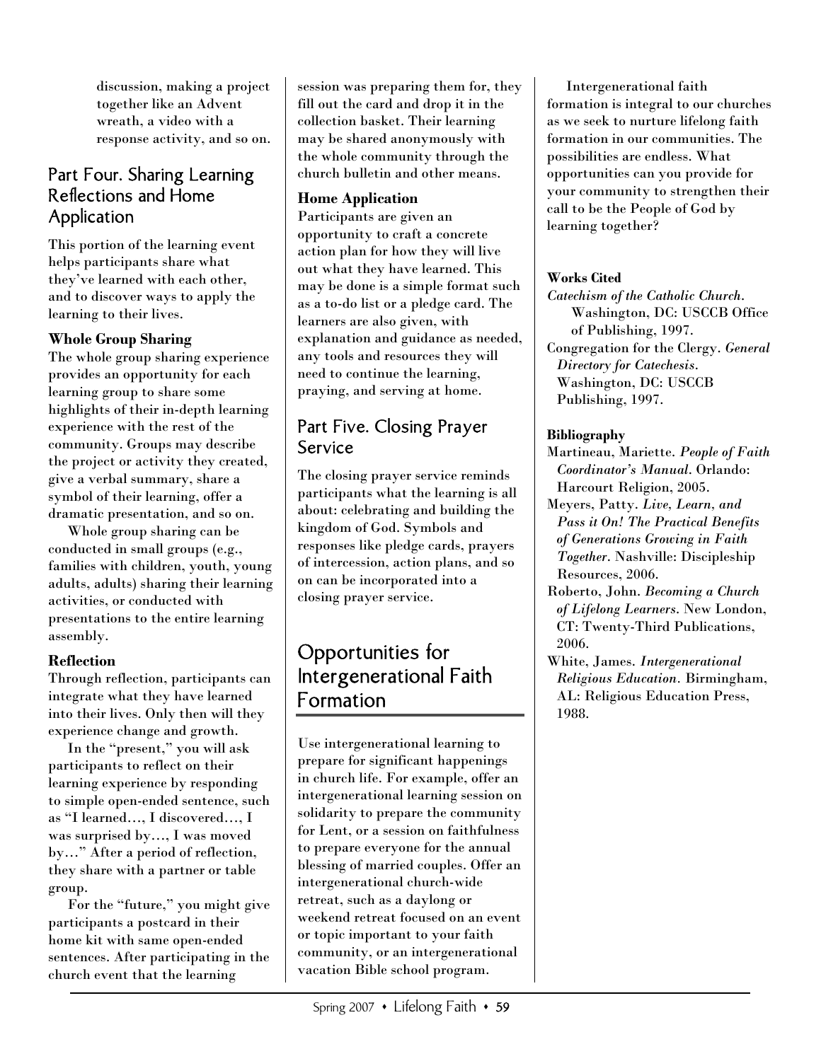discussion, making a project together like an Advent wreath, a video with a response activity, and so on.

## Part Four. Sharing Learning Reflections and Home Application

This portion of the learning event helps participants share what they've learned with each other, and to discover ways to apply the learning to their lives.

### Whole Group Sharing

The whole group sharing experience provides an opportunity for each learning group to share some highlights of their in-depth learning experience with the rest of the community. Groups may describe the project or activity they created, give a verbal summary, share a symbol of their learning, offer a dramatic presentation, and so on.

Whole group sharing can be conducted in small groups (e.g., families with children, youth, young adults, adults) sharing their learning activities, or conducted with presentations to the entire learning assembly.

### Reflection

Through reflection, participants can integrate what they have learned into their lives. Only then will they experience change and growth.

In the "present," you will ask participants to reflect on their learning experience by responding to simple open-ended sentence, such as "I learned…, I discovered…, I was surprised by…, I was moved by…" After a period of reflection, they share with a partner or table group.

For the "future," you might give participants a postcard in their home kit with same open-ended sentences. After participating in the church event that the learning session was preparing them for, they fill out the card and drop it in the collection basket. Their learning may be shared anonymously with the whole community through the church bulletin and other means.

### Home Application

Participants are given an opportunity to craft a concrete action plan for how they will live out what they have learned. This may be done is a simple format such as a to-do list or a pledge card. The learners are also given, with explanation and guidance as needed, any tools and resources they will need to continue the learning, praying, and serving at home.

## Part Five. Closing Prayer Service

The closing prayer service reminds participants what the learning is all about: celebrating and building the kingdom of God. Symbols and responses like pledge cards, prayers of intercession, action plans, and so on can be incorporated into a closing prayer service.

# Opportunities for Intergenerational Faith Formation

Use intergenerational learning to prepare for significant happenings in church life. For example, offer an intergenerational learning session on solidarity to prepare the community for Lent, or a session on faithfulness to prepare everyone for the annual blessing of married couples. Offer an intergenerational church-wide retreat, such as a daylong or weekend retreat focused on an event or topic important to your faith community, or an intergenerational vacation Bible school program.

Intergenerational faith formation is integral to our churches as we seek to nurture lifelong faith formation in our communities. The possibilities are endless. What opportunities can you provide for your community to strengthen their call to be the People of God by learning together?

### Works Cited

*Catechism of the Catholic Church*. Washington, DC: USCCB Office of Publishing, 1997.

Congregation for the Clergy. *General Directory for Catechesis*. Washington, DC: USCCB Publishing, 1997.

### Bibliography

Martineau, Mariette. *People of Faith Coordinator's Manual*. Orlando: Harcourt Religion, 2005.

Meyers, Patty. *Live, Learn, and Pass it On! The Practical Benefits of Generations Growing in Faith Together*. Nashville: Discipleship Resources, 2006.

Roberto, John. *Becoming a Church of Lifelong Learners*. New London, CT: Twenty-Third Publications, 2006.

White, James. *Intergenerational Religious Education*. Birmingham, AL: Religious Education Press, 1988.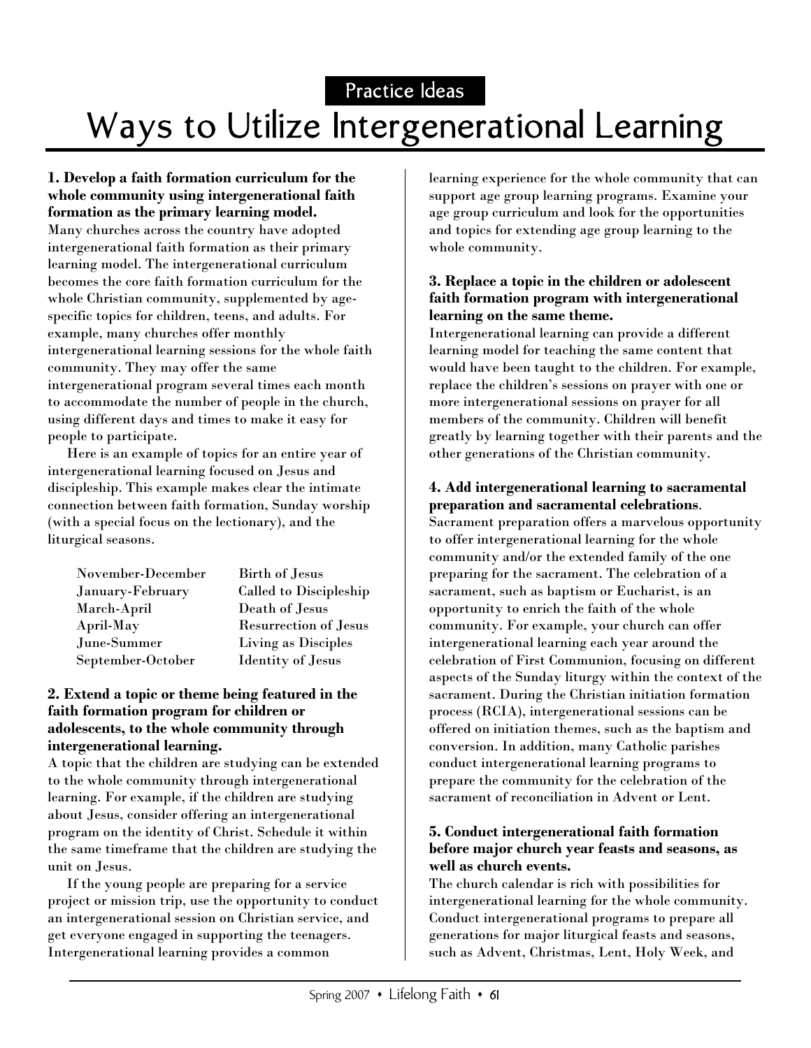Practice Ideas

# Ways to Utilize Intergenerational Learning

**1. Develop a faith formation curriculum for the whole community using intergenerational faith formation as the primary learning model.**
Many churches across the country have adopted intergenerational faith formation as their primary learning model. The intergenerational curriculum becomes the core faith formation curriculum for the whole Christian community, supplemented by age-specific topics for children, teens, and adults. For example, many churches offer monthly intergenerational learning sessions for the whole faith community. They may offer the same intergenerational program several times each month to accommodate the number of people in the church, using different days and times to make it easy for people to participate.

Here is an example of topics for an entire year of intergenerational learning focused on Jesus and discipleship. This example makes clear the intimate connection between faith formation, Sunday worship (with a special focus on the lectionary), and the liturgical seasons.

| | |
|---|---|
| November-December | Birth of Jesus |
| January-February | Called to Discipleship |
| March-April | Death of Jesus |
| April-May | Resurrection of Jesus |
| June-Summer | Living as Disciples |
| September-October | Identity of Jesus |

**2. Extend a topic or theme being featured in the faith formation program for children or adolescents, to the whole community through intergenerational learning.**
A topic that the children are studying can be extended to the whole community through intergenerational learning. For example, if the children are studying about Jesus, consider offering an intergenerational program on the identity of Christ. Schedule it within the same timeframe that the children are studying the unit on Jesus.

If the young people are preparing for a service project or mission trip, use the opportunity to conduct an intergenerational session on Christian service, and get everyone engaged in supporting the teenagers. Intergenerational learning provides a common learning experience for the whole community that can support age group learning programs. Examine your age group curriculum and look for the opportunities and topics for extending age group learning to the whole community.

**3. Replace a topic in the children or adolescent faith formation program with intergenerational learning on the same theme.**
Intergenerational learning can provide a different learning model for teaching the same content that would have been taught to the children. For example, replace the children's sessions on prayer with one or more intergenerational sessions on prayer for all members of the community. Children will benefit greatly by learning together with their parents and the other generations of the Christian community.

**4. Add intergenerational learning to sacramental preparation and sacramental celebrations.**
Sacrament preparation offers a marvelous opportunity to offer intergenerational learning for the whole community and/or the extended family of the one preparing for the sacrament. The celebration of a sacrament, such as baptism or Eucharist, is an opportunity to enrich the faith of the whole community. For example, your church can offer intergenerational learning each year around the celebration of First Communion, focusing on different aspects of the Sunday liturgy within the context of the sacrament. During the Christian initiation formation process (RCIA), intergenerational sessions can be offered on initiation themes, such as the baptism and conversion. In addition, many Catholic parishes conduct intergenerational learning programs to prepare the community for the celebration of the sacrament of reconciliation in Advent or Lent.

**5. Conduct intergenerational faith formation before major church year feasts and seasons, as well as church events.**
The church calendar is rich with possibilities for intergenerational learning for the whole community. Conduct intergenerational programs to prepare all generations for major liturgical feasts and seasons, such as Advent, Christmas, Lent, Holy Week, and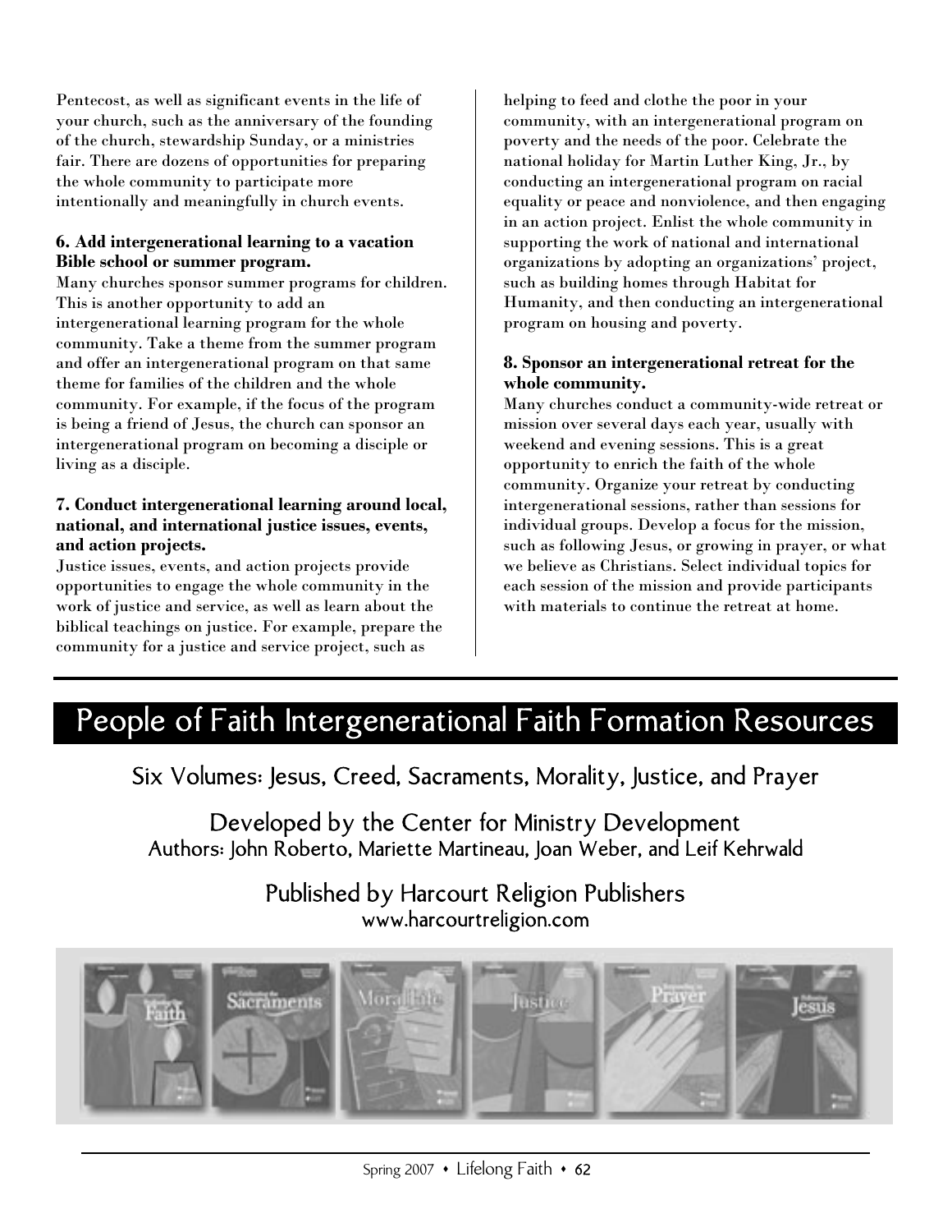Pentecost, as well as significant events in the life of your church, such as the anniversary of the founding of the church, stewardship Sunday, or a ministries fair. There are dozens of opportunities for preparing the whole community to participate more intentionally and meaningfully in church events.

**6. Add intergenerational learning to a vacation Bible school or summer program.**

Many churches sponsor summer programs for children. This is another opportunity to add an intergenerational learning program for the whole community. Take a theme from the summer program and offer an intergenerational program on that same theme for families of the children and the whole community. For example, if the focus of the program is being a friend of Jesus, the church can sponsor an intergenerational program on becoming a disciple or living as a disciple.

**7. Conduct intergenerational learning around local, national, and international justice issues, events, and action projects.**

Justice issues, events, and action projects provide opportunities to engage the whole community in the work of justice and service, as well as learn about the biblical teachings on justice. For example, prepare the community for a justice and service project, such as helping to feed and clothe the poor in your community, with an intergenerational program on poverty and the needs of the poor. Celebrate the national holiday for Martin Luther King, Jr., by conducting an intergenerational program on racial equality or peace and nonviolence, and then engaging in an action project. Enlist the whole community in supporting the work of national and international organizations by adopting an organizations' project, such as building homes through Habitat for Humanity, and then conducting an intergenerational program on housing and poverty.

**8. Sponsor an intergenerational retreat for the whole community.**

Many churches conduct a community-wide retreat or mission over several days each year, usually with weekend and evening sessions. This is a great opportunity to enrich the faith of the whole community. Organize your retreat by conducting intergenerational sessions, rather than sessions for individual groups. Develop a focus for the mission, such as following Jesus, or growing in prayer, or what we believe as Christians. Select individual topics for each session of the mission and provide participants with materials to continue the retreat at home.

## People of Faith Intergenerational Faith Formation Resources

Six Volumes: Jesus, Creed, Sacraments, Morality, Justice, and Prayer

Developed by the Center for Ministry Development

Authors: John Roberto, Mariette Martineau, Joan Weber, and Leif Kehrwald

Published by Harcourt Religion Publishers

www.harcourtreligion.com